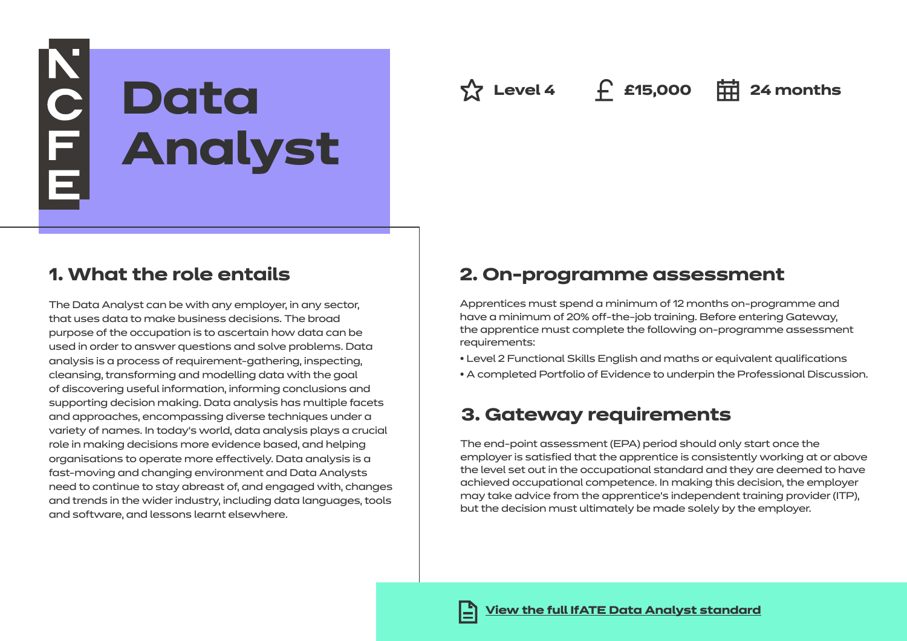# Data Analyst

Level 4 | £15,000 | 24 months

## 1. What the role entails

The Data Analyst can be with any employer, in any sector, that uses data to make business decisions. The broad purpose of the occupation is to ascertain how data can be used in order to answer questions and solve problems. Data analysis is a process of requirement-gathering, inspecting, cleansing, transforming and modelling data with the goal of discovering useful information, informing conclusions and supporting decision making. Data analysis has multiple facets and approaches, encompassing diverse techniques under a variety of names. In today's world, data analysis plays a crucial role in making decisions more evidence based, and helping organisations to operate more effectively. Data analysis is a fast-moving and changing environment and Data Analysts need to continue to stay abreast of, and engaged with, changes and trends in the wider industry, including data languages, tools and software, and lessons learnt elsewhere.

## 2. On-programme assessment

Apprentices must spend a minimum of 12 months on-programme and have a minimum of 20% off-the-job training. Before entering Gateway, the apprentice must complete the following on-programme assessment requirements:

- Level 2 Functional Skills English and maths or equivalent qualifications
- A completed Portfolio of Evidence to underpin the Professional Discussion.

## 3. Gateway requirements

The end-point assessment (EPA) period should only start once the employer is satisfied that the apprentice is consistently working at or above the level set out in the occupational standard and they are deemed to have achieved occupational competence. In making this decision, the employer may take advice from the apprentice's independent training provider (ITP), but the decision must ultimately be made solely by the employer.

**View the full IfATE Data Analyst standard**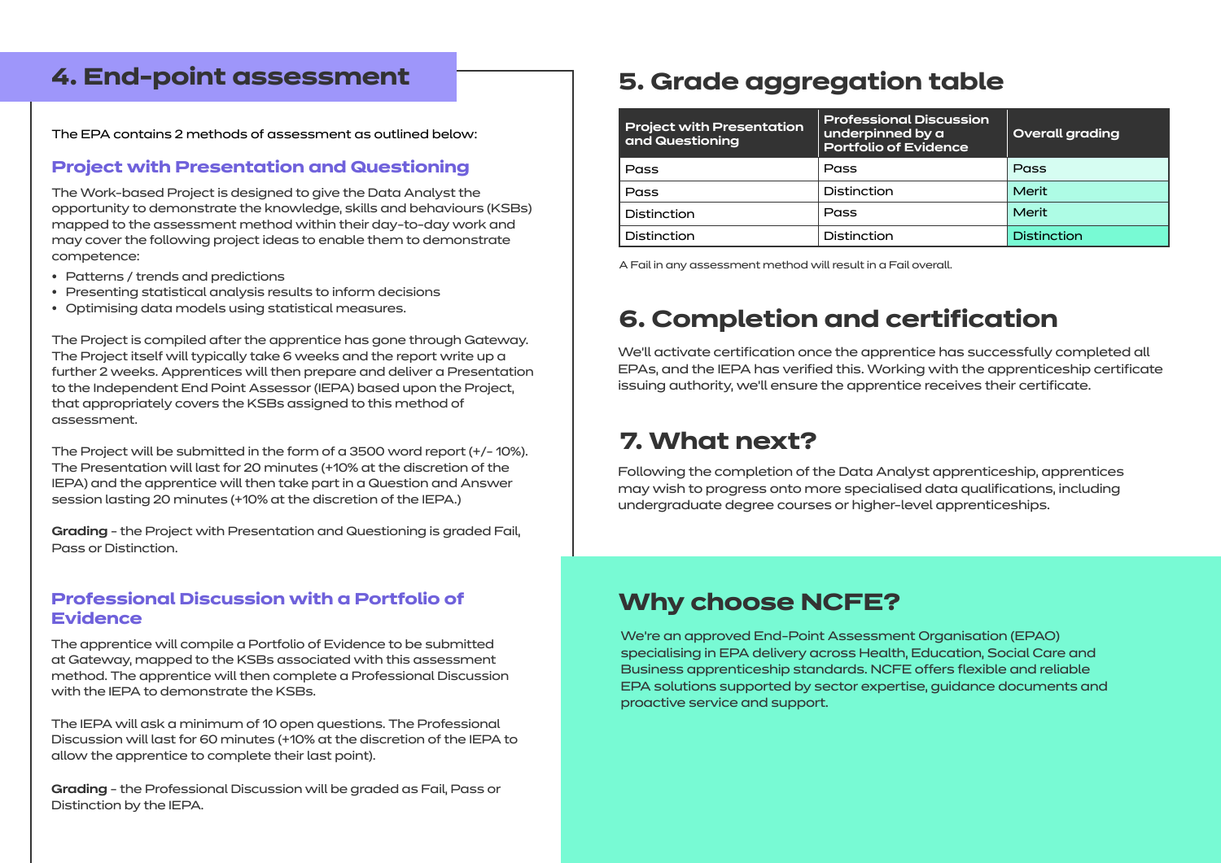## 4. End-point assessment

The EPA contains 2 methods of assessment as outlined below:

### Project with Presentation and Questioning

The Work-based Project is designed to give the Data Analyst the opportunity to demonstrate the knowledge, skills and behaviours (KSBs) mapped to the assessment method within their day-to-day work and may cover the following project ideas to enable them to demonstrate competence:

- Patterns / trends and predictions
- Presenting statistical analysis results to inform decisions
- Optimising data models using statistical measures.

The Project is compiled after the apprentice has gone through Gateway. The Project itself will typically take 6 weeks and the report write up a further 2 weeks. Apprentices will then prepare and deliver a Presentation to the Independent End Point Assessor (IEPA) based upon the Project, that appropriately covers the KSBs assigned to this method of assessment.

The Project will be submitted in the form of a 3500 word report (+/- 10%). The Presentation will last for 20 minutes (+10% at the discretion of the IEPA) and the apprentice will then take part in a Question and Answer session lasting 20 minutes (+10% at the discretion of the IEPA.)

**Grading** - the Project with Presentation and Questioning is graded Fail, Pass or Distinction.

### Professional Discussion with a Portfolio of Evidence

The apprentice will compile a Portfolio of Evidence to be submitted at Gateway, mapped to the KSBs associated with this assessment method. The apprentice will then complete a Professional Discussion with the IEPA to demonstrate the KSBs.

The IEPA will ask a minimum of 10 open questions. The Professional Discussion will last for 60 minutes (+10% at the discretion of the IEPA to allow the apprentice to complete their last point).

**Grading** - the Professional Discussion will be graded as Fail, Pass or Distinction by the IEPA.

## 5. Grade aggregation table

| Project with Presentation and Questioning | Professional Discussion underpinned by a Portfolio of Evidence | Overall grading |
|---|---|---|
| Pass | Pass | Pass |
| Pass | Distinction | Merit |
| Distinction | Pass | Merit |
| Distinction | Distinction | Distinction |

A Fail in any assessment method will result in a Fail overall.

## 6. Completion and certification

We'll activate certification once the apprentice has successfully completed all EPAs, and the IEPA has verified this. Working with the apprenticeship certificate issuing authority, we'll ensure the apprentice receives their certificate.

## 7. What next?

Following the completion of the Data Analyst apprenticeship, apprentices may wish to progress onto more specialised data qualifications, including undergraduate degree courses or higher-level apprenticeships.

## Why choose NCFE?

We're an approved End-Point Assessment Organisation (EPAO) specialising in EPA delivery across Health, Education, Social Care and Business apprenticeship standards. NCFE offers flexible and reliable EPA solutions supported by sector expertise, guidance documents and proactive service and support.